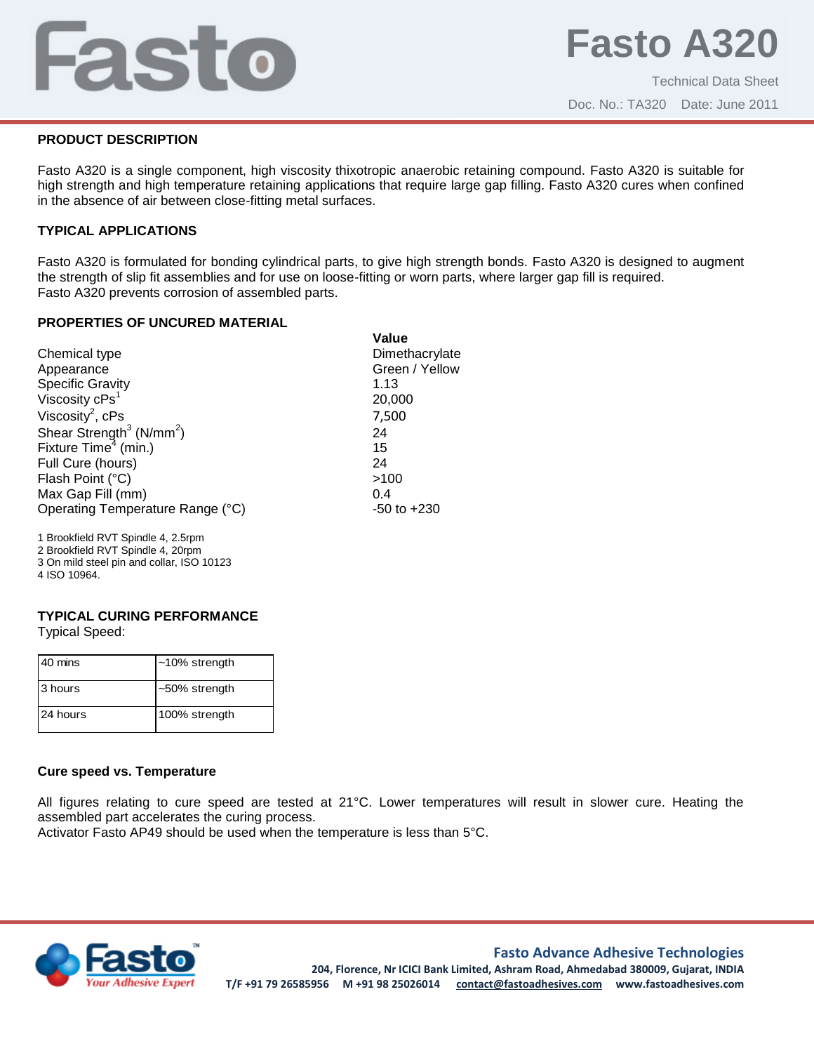# Fasto A320

Technical Data Sheet

Doc. No.: TA320 Date: June 2011

## PRODUCT DESCRIPTION

Fasto A320 is a single component, high viscosity thixotropic anaerobic retaining compound. Fasto A320 is suitable for high strength and high temperature retaining applications that require large gap filling. Fasto A320 cures when confined in the absence of air between close-fitting metal surfaces.

## TYPICAL APPLICATIONS

Fasto A320 is formulated for bonding cylindrical parts, to give high strength bonds. Fasto A320 is designed to augment the strength of slip fit assemblies and for use on loose-fitting or worn parts, where larger gap fill is required.
Fasto A320 prevents corrosion of assembled parts.

## PROPERTIES OF UNCURED MATERIAL

| | Value |
|---|---|
| Chemical type | Dimethacrylate |
| Appearance | Green / Yellow |
| Specific Gravity | 1.13 |
| Viscosity cPs[1] | 20,000 |
| Viscosity[2], cPs | 7,500 |
| Shear Strength[3] ($N/mm^2$) | 24 |
| Fixture Time[4] (min.) | 15 |
| Full Cure (hours) | 24 |
| Flash Point (°C) | >100 |
| Max Gap Fill (mm) | 0.4 |
| Operating Temperature Range (°C) | -50 to +230 |

1 Brookfield RVT Spindle 4, 2.5rpm
2 Brookfield RVT Spindle 4, 20rpm
3 On mild steel pin and collar, ISO 10123
4 ISO 10964.

## TYPICAL CURING PERFORMANCE

Typical Speed:

| | |
|---|---|
| 40 mins | ~10% strength |
| 3 hours | ~50% strength |
| 24 hours | 100% strength |

### Cure speed vs. Temperature

All figures relating to cure speed are tested at 21°C. Lower temperatures will result in slower cure. Heating the assembled part accelerates the curing process.
Activator Fasto AP49 should be used when the temperature is less than 5°C.

Fasto Your Adhesive Expert

**Fasto Advance Adhesive Technologies**
204, Florence, Nr ICICI Bank Limited, Ashram Road, Ahmedabad 380009, Gujarat, INDIA
T/F +91 79 26585956 M +91 98 25026014 contact@fastoadhesives.com www.fastoadhesives.com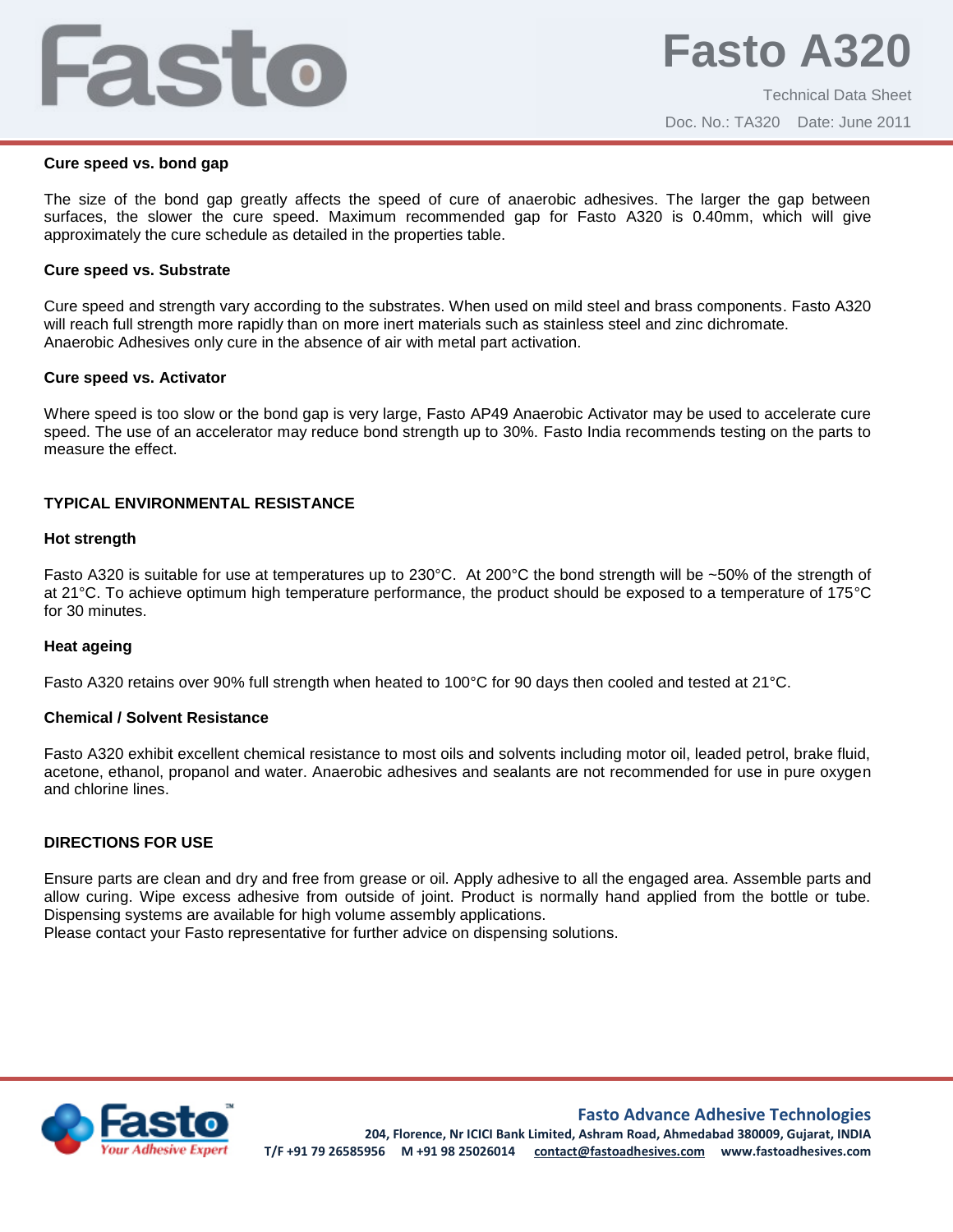### Cure speed vs. bond gap

The size of the bond gap greatly affects the speed of cure of anaerobic adhesives. The larger the gap between surfaces, the slower the cure speed. Maximum recommended gap for Fasto A320 is 0.40mm, which will give approximately the cure schedule as detailed in the properties table.

### Cure speed vs. Substrate

Cure speed and strength vary according to the substrates. When used on mild steel and brass components. Fasto A320 will reach full strength more rapidly than on more inert materials such as stainless steel and zinc dichromate.
Anaerobic Adhesives only cure in the absence of air with metal part activation.

### Cure speed vs. Activator

Where speed is too slow or the bond gap is very large, Fasto AP49 Anaerobic Activator may be used to accelerate cure speed. The use of an accelerator may reduce bond strength up to 30%. Fasto India recommends testing on the parts to measure the effect.

## TYPICAL ENVIRONMENTAL RESISTANCE

### Hot strength

Fasto A320 is suitable for use at temperatures up to 230°C. At 200°C the bond strength will be ~50% of the strength of at 21°C. To achieve optimum high temperature performance, the product should be exposed to a temperature of 175°C for 30 minutes.

### Heat ageing

Fasto A320 retains over 90% full strength when heated to 100°C for 90 days then cooled and tested at 21°C.

### Chemical / Solvent Resistance

Fasto A320 exhibit excellent chemical resistance to most oils and solvents including motor oil, leaded petrol, brake fluid, acetone, ethanol, propanol and water. Anaerobic adhesives and sealants are not recommended for use in pure oxygen and chlorine lines.

## DIRECTIONS FOR USE

Ensure parts are clean and dry and free from grease or oil. Apply adhesive to all the engaged area. Assemble parts and allow curing. Wipe excess adhesive from outside of joint. Product is normally hand applied from the bottle or tube. Dispensing systems are available for high volume assembly applications.
Please contact your Fasto representative for further advice on dispensing solutions.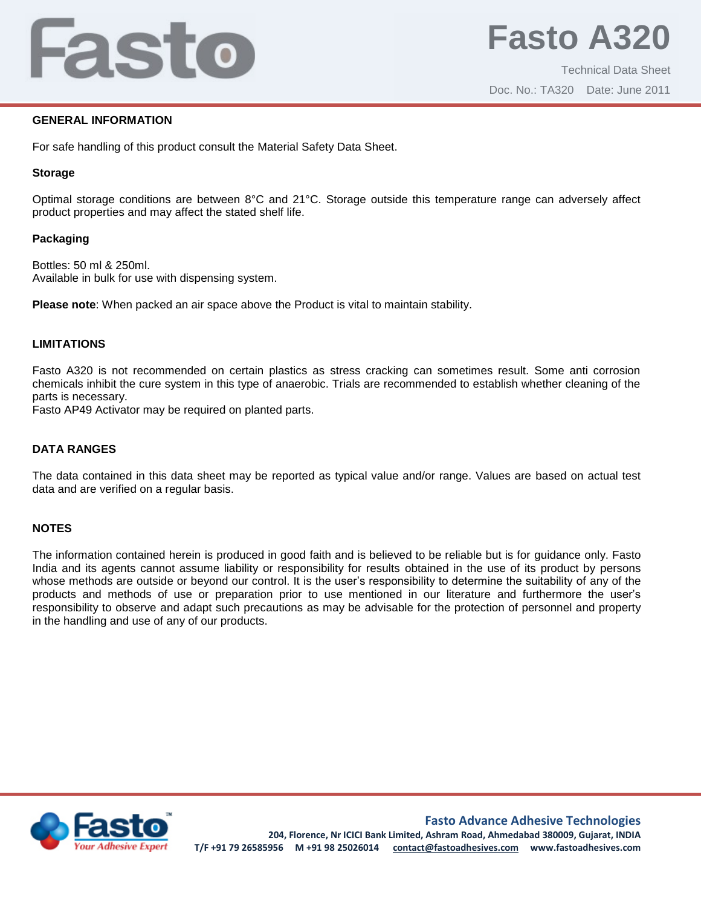## GENERAL INFORMATION

For safe handling of this product consult the Material Safety Data Sheet.

### Storage

Optimal storage conditions are between 8°C and 21°C. Storage outside this temperature range can adversely affect product properties and may affect the stated shelf life.

### Packaging

Bottles: 50 ml & 250ml.
Available in bulk for use with dispensing system.

**Please note**: When packed an air space above the Product is vital to maintain stability.

## LIMITATIONS

Fasto A320 is not recommended on certain plastics as stress cracking can sometimes result. Some anti corrosion chemicals inhibit the cure system in this type of anaerobic. Trials are recommended to establish whether cleaning of the parts is necessary.
Fasto AP49 Activator may be required on planted parts.

## DATA RANGES

The data contained in this data sheet may be reported as typical value and/or range. Values are based on actual test data and are verified on a regular basis.

## NOTES

The information contained herein is produced in good faith and is believed to be reliable but is for guidance only. Fasto India and its agents cannot assume liability or responsibility for results obtained in the use of its product by persons whose methods are outside or beyond our control. It is the user's responsibility to determine the suitability of any of the products and methods of use or preparation prior to use mentioned in our literature and furthermore the user's responsibility to observe and adapt such precautions as may be advisable for the protection of personnel and property in the handling and use of any of our products.